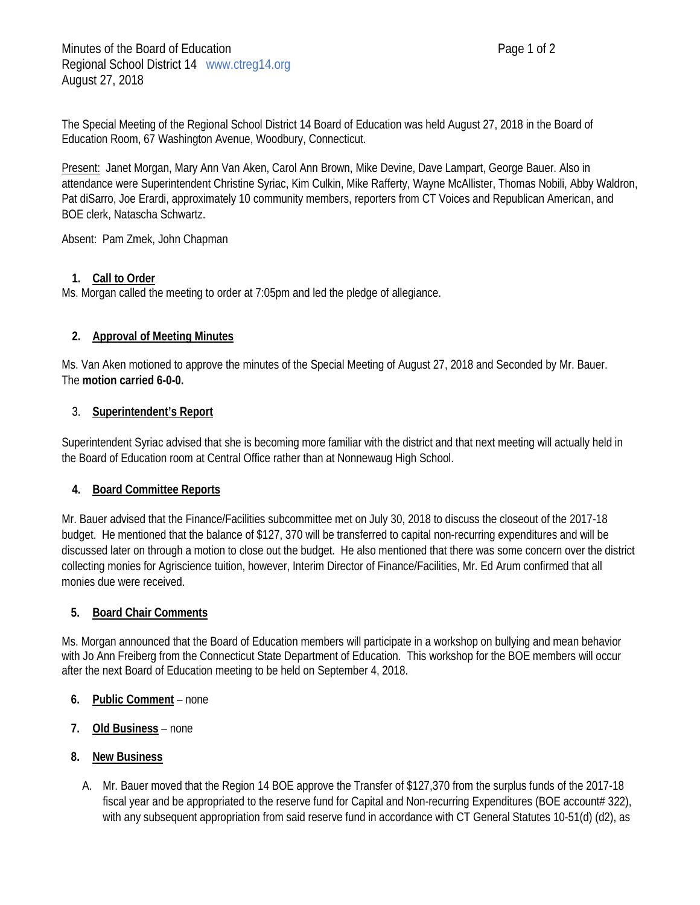Minutes of the Board of Education
Regional School District 14 www.ctreg14.org
August 27, 2018

The Special Meeting of the Regional School District 14 Board of Education was held August 27, 2018 in the Board of Education Room, 67 Washington Avenue, Woodbury, Connecticut.

Present: Janet Morgan, Mary Ann Van Aken, Carol Ann Brown, Mike Devine, Dave Lampart, George Bauer. Also in attendance were Superintendent Christine Syriac, Kim Culkin, Mike Rafferty, Wayne McAllister, Thomas Nobili, Abby Waldron, Pat diSarro, Joe Erardi, approximately 10 community members, reporters from CT Voices and Republican American, and BOE clerk, Natascha Schwartz.

Absent: Pam Zmek, John Chapman

1. **Call to Order**

Ms. Morgan called the meeting to order at 7:05pm and led the pledge of allegiance.

2. **Approval of Meeting Minutes**

Ms. Van Aken motioned to approve the minutes of the Special Meeting of August 27, 2018 and Seconded by Mr. Bauer. The **motion carried 6-0-0.**

3. **Superintendent's Report**

Superintendent Syriac advised that she is becoming more familiar with the district and that next meeting will actually held in the Board of Education room at Central Office rather than at Nonnewaug High School.

4. **Board Committee Reports**

Mr. Bauer advised that the Finance/Facilities subcommittee met on July 30, 2018 to discuss the closeout of the 2017-18 budget. He mentioned that the balance of $127, 370 will be transferred to capital non-recurring expenditures and will be discussed later on through a motion to close out the budget. He also mentioned that there was some concern over the district collecting monies for Agriscience tuition, however, Interim Director of Finance/Facilities, Mr. Ed Arum confirmed that all monies due were received.

5. **Board Chair Comments**

Ms. Morgan announced that the Board of Education members will participate in a workshop on bullying and mean behavior with Jo Ann Freiberg from the Connecticut State Department of Education. This workshop for the BOE members will occur after the next Board of Education meeting to be held on September 4, 2018.

6. **Public Comment** – none

7. **Old Business** – none

8. **New Business**

   A. Mr. Bauer moved that the Region 14 BOE approve the Transfer of $127,370 from the surplus funds of the 2017-18 fiscal year and be appropriated to the reserve fund for Capital and Non-recurring Expenditures (BOE account# 322), with any subsequent appropriation from said reserve fund in accordance with CT General Statutes 10-51(d) (d2), as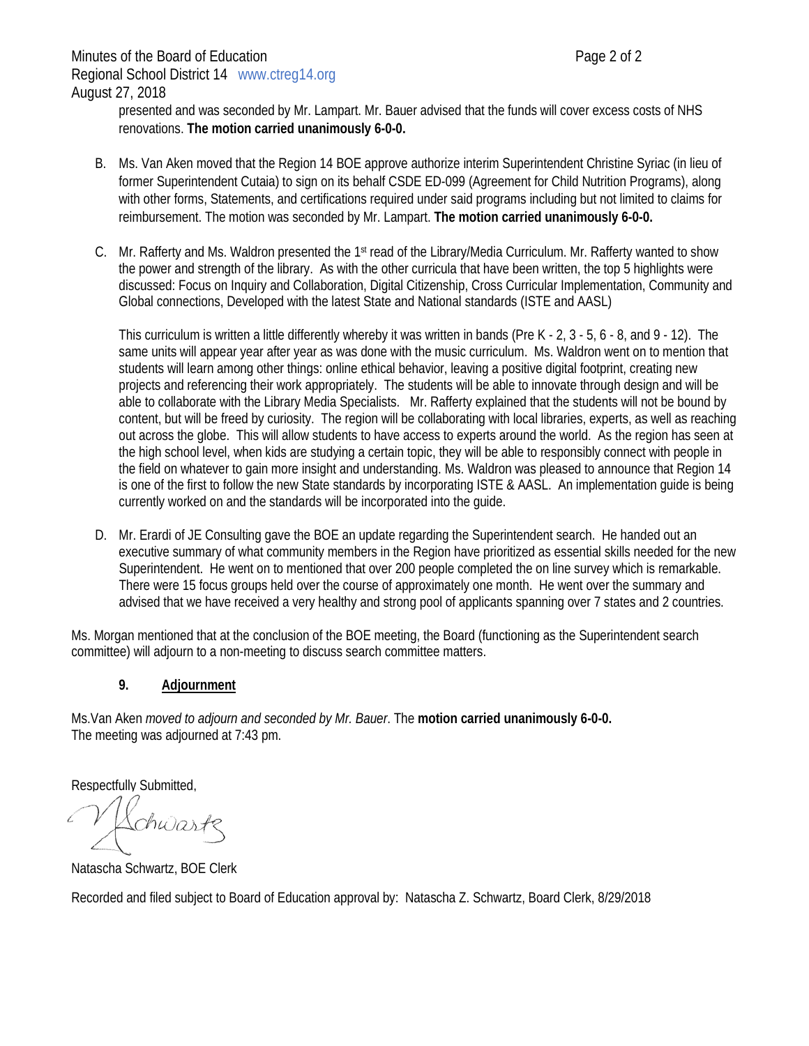presented and was seconded by Mr. Lampart. Mr. Bauer advised that the funds will cover excess costs of NHS renovations. **The motion carried unanimously 6-0-0.**

B. Ms. Van Aken moved that the Region 14 BOE approve authorize interim Superintendent Christine Syriac (in lieu of former Superintendent Cutaia) to sign on its behalf CSDE ED-099 (Agreement for Child Nutrition Programs), along with other forms, Statements, and certifications required under said programs including but not limited to claims for reimbursement. The motion was seconded by Mr. Lampart. **The motion carried unanimously 6-0-0.**

C. Mr. Rafferty and Ms. Waldron presented the 1st read of the Library/Media Curriculum. Mr. Rafferty wanted to show the power and strength of the library. As with the other curricula that have been written, the top 5 highlights were discussed: Focus on Inquiry and Collaboration, Digital Citizenship, Cross Curricular Implementation, Community and Global connections, Developed with the latest State and National standards (ISTE and AASL)

   This curriculum is written a little differently whereby it was written in bands (Pre K - 2, 3 - 5, 6 - 8, and 9 - 12). The same units will appear year after year as was done with the music curriculum. Ms. Waldron went on to mention that students will learn among other things: online ethical behavior, leaving a positive digital footprint, creating new projects and referencing their work appropriately. The students will be able to innovate through design and will be able to collaborate with the Library Media Specialists. Mr. Rafferty explained that the students will not be bound by content, but will be freed by curiosity. The region will be collaborating with local libraries, experts, as well as reaching out across the globe. This will allow students to have access to experts around the world. As the region has seen at the high school level, when kids are studying a certain topic, they will be able to responsibly connect with people in the field on whatever to gain more insight and understanding. Ms. Waldron was pleased to announce that Region 14 is one of the first to follow the new State standards by incorporating ISTE & AASL. An implementation guide is being currently worked on and the standards will be incorporated into the guide.

D. Mr. Erardi of JE Consulting gave the BOE an update regarding the Superintendent search. He handed out an executive summary of what community members in the Region have prioritized as essential skills needed for the new Superintendent. He went on to mentioned that over 200 people completed the on line survey which is remarkable. There were 15 focus groups held over the course of approximately one month. He went over the summary and advised that we have received a very healthy and strong pool of applicants spanning over 7 states and 2 countries.

Ms. Morgan mentioned that at the conclusion of the BOE meeting, the Board (functioning as the Superintendent search committee) will adjourn to a non-meeting to discuss search committee matters.

## 9. Adjournment

Ms.Van Aken *moved to adjourn and seconded by Mr. Bauer*. The **motion carried unanimously 6-0-0.**
The meeting was adjourned at 7:43 pm.

Respectfully Submitted,

N Schwartz

Natascha Schwartz, BOE Clerk

Recorded and filed subject to Board of Education approval by: Natascha Z. Schwartz, Board Clerk, 8/29/2018